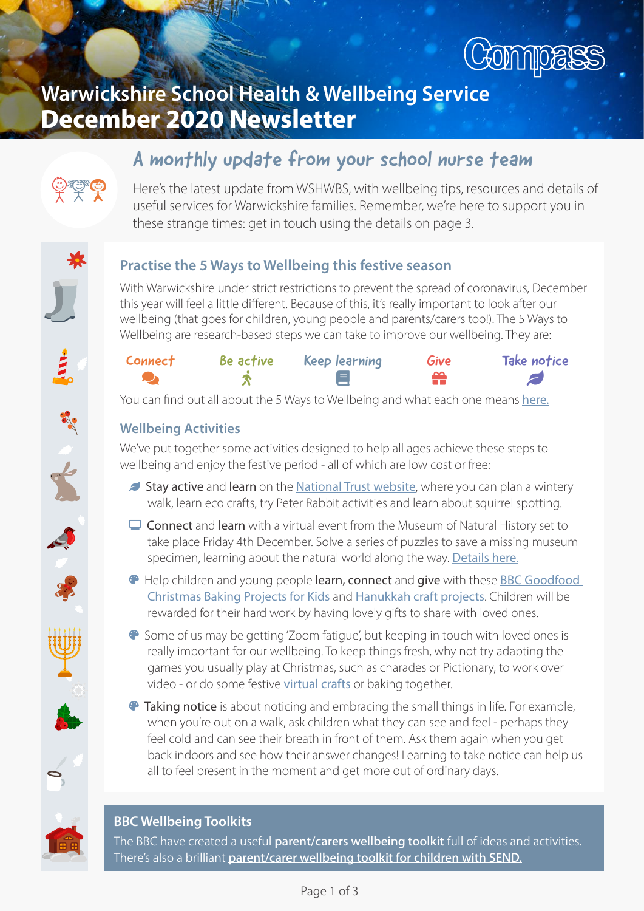# Warwickshire School Health & Wellbeing Service
# December 2020 Newsletter

Compass

## A monthly update from your school nurse team

Here's the latest update from WSHWBS, with wellbeing tips, resources and details of useful services for Warwickshire families. Remember, we're here to support you in these strange times: get in touch using the details on page 3.

### Practise the 5 Ways to Wellbeing this festive season

With Warwickshire under strict restrictions to prevent the spread of coronavirus, December this year will feel a little different. Because of this, it's really important to look after our wellbeing (that goes for children, young people and parents/carers too!). The 5 Ways to Wellbeing are research-based steps we can take to improve our wellbeing. They are:

Connect | Be active | Keep learning | Give | Take notice

You can find out all about the 5 Ways to Wellbeing and what each one means here.

### Wellbeing Activities

We've put together some activities designed to help all ages achieve these steps to wellbeing and enjoy the festive period - all of which are low cost or free:

- Stay active and learn on the National Trust website, where you can plan a wintery walk, learn eco crafts, try Peter Rabbit activities and learn about squirrel spotting.
- Connect and learn with a virtual event from the Museum of Natural History set to take place Friday 4th December. Solve a series of puzzles to save a missing museum specimen, learning about the natural world along the way. Details here.
- Help children and young people learn, connect and give with these BBC Goodfood Christmas Baking Projects for Kids and Hanukkah craft projects. Children will be rewarded for their hard work by having lovely gifts to share with loved ones.
- Some of us may be getting 'Zoom fatigue', but keeping in touch with loved ones is really important for our wellbeing. To keep things fresh, why not try adapting the games you usually play at Christmas, such as charades or Pictionary, to work over video - or do some festive virtual crafts or baking together.
- Taking notice is about noticing and embracing the small things in life. For example, when you're out on a walk, ask children what they can see and feel - perhaps they feel cold and can see their breath in front of them. Ask them again when you get back indoors and see how their answer changes! Learning to take notice can help us all to feel present in the moment and get more out of ordinary days.

### BBC Wellbeing Toolkits

The BBC have created a useful **parent/carers wellbeing toolkit** full of ideas and activities. There's also a brilliant **parent/carer wellbeing toolkit for children with SEND.**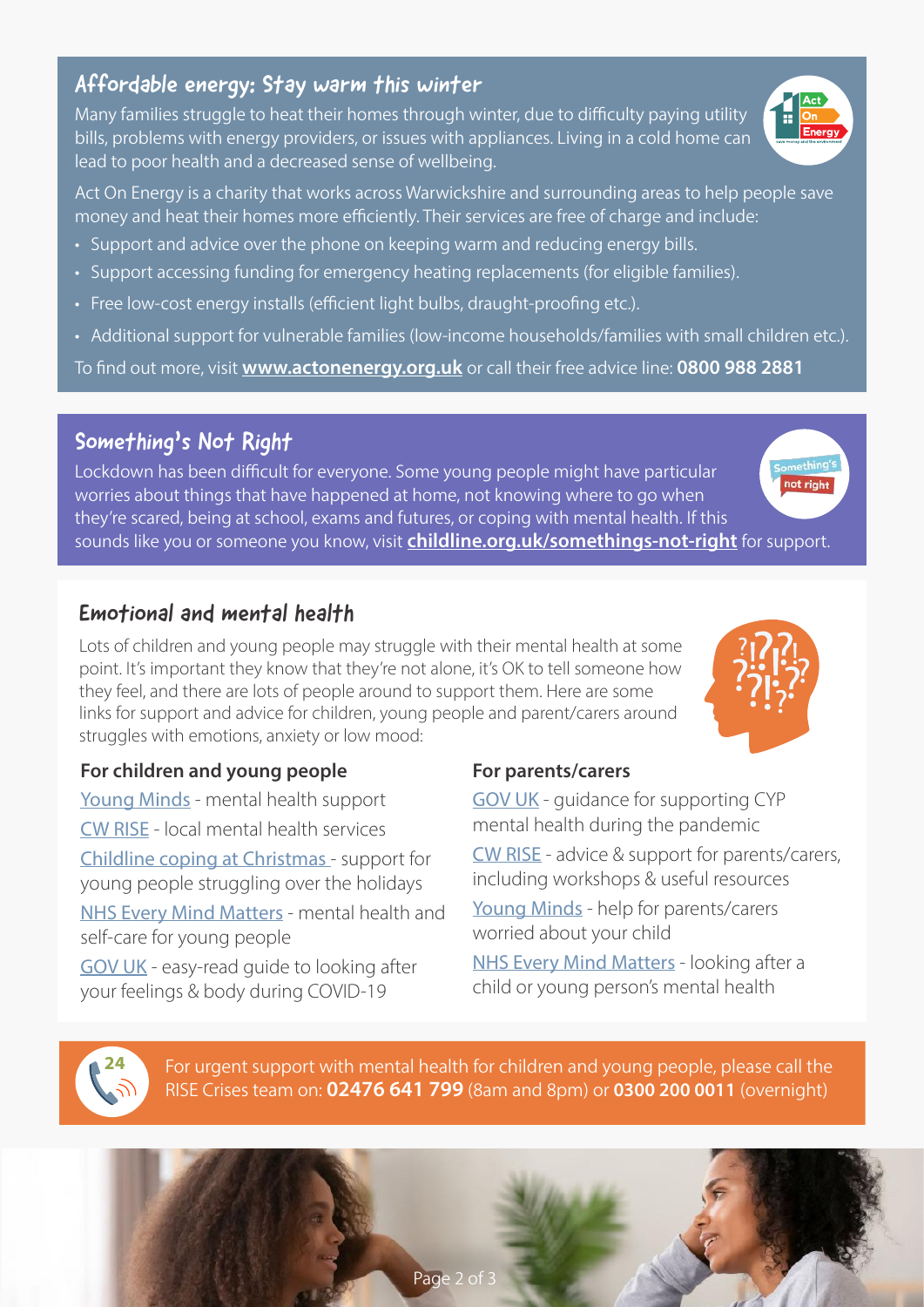## Affordable energy: Stay warm this winter

Many families struggle to heat their homes through winter, due to difficulty paying utility bills, problems with energy providers, or issues with appliances. Living in a cold home can lead to poor health and a decreased sense of wellbeing.

Act On Energy is a charity that works across Warwickshire and surrounding areas to help people save money and heat their homes more efficiently. Their services are free of charge and include:

- Support and advice over the phone on keeping warm and reducing energy bills.
- Support accessing funding for emergency heating replacements (for eligible families).
- Free low-cost energy installs (efficient light bulbs, draught-proofing etc.).
- Additional support for vulnerable families (low-income households/families with small children etc.).

To find out more, visit **www.actonenergy.org.uk** or call their free advice line: **0800 988 2881**

## Something's Not Right

Lockdown has been difficult for everyone. Some young people might have particular worries about things that have happened at home, not knowing where to go when they're scared, being at school, exams and futures, or coping with mental health. If this sounds like you or someone you know, visit **childline.org.uk/somethings-not-right** for support.

## Emotional and mental health

Lots of children and young people may struggle with their mental health at some point. It's important they know that they're not alone, it's OK to tell someone how they feel, and there are lots of people around to support them. Here are some links for support and advice for children, young people and parent/carers around struggles with emotions, anxiety or low mood:

**For children and young people**

Young Minds - mental health support

CW RISE - local mental health services

Childline coping at Christmas - support for young people struggling over the holidays

NHS Every Mind Matters - mental health and self-care for young people

GOV UK - easy-read guide to looking after your feelings & body during COVID-19

**For parents/carers**

GOV UK - guidance for supporting CYP mental health during the pandemic

CW RISE - advice & support for parents/carers, including workshops & useful resources

Young Minds - help for parents/carers worried about your child

NHS Every Mind Matters - looking after a child or young person's mental health

For urgent support with mental health for children and young people, please call the RISE Crises team on: **02476 641 799** (8am and 8pm) or **0300 200 0011** (overnight)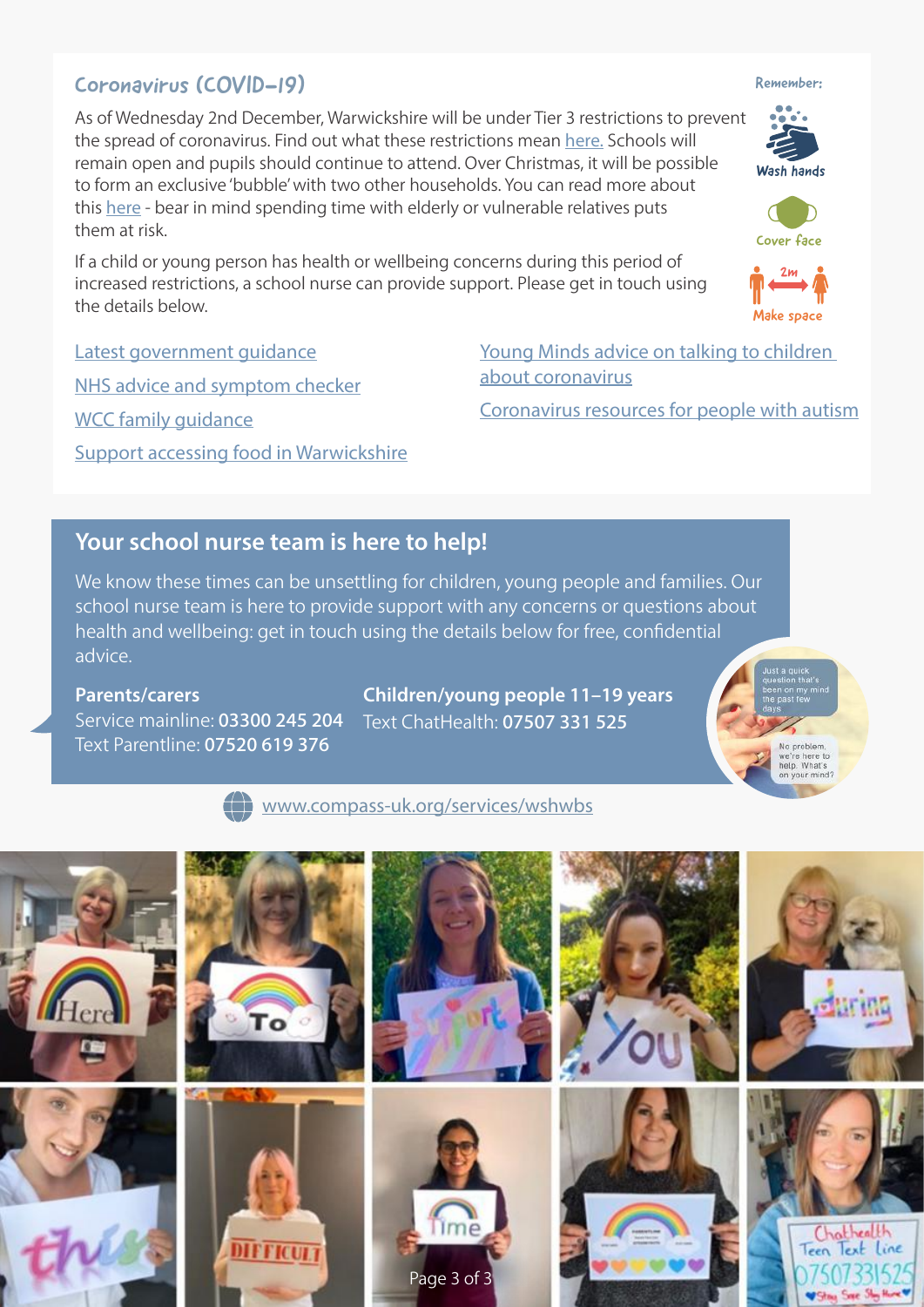## Coronavirus (COVID-19)

As of Wednesday 2nd December, Warwickshire will be under Tier 3 restrictions to prevent the spread of coronavirus. Find out what these restrictions mean here. Schools will remain open and pupils should continue to attend. Over Christmas, it will be possible to form an exclusive 'bubble' with two other households. You can read more about this here - bear in mind spending time with elderly or vulnerable relatives puts them at risk.

If a child or young person has health or wellbeing concerns during this period of increased restrictions, a school nurse can provide support. Please get in touch using the details below.

Remember:

- Wash hands
- Cover face
- 2m Make space

Latest government guidance

NHS advice and symptom checker

WCC family guidance

Support accessing food in Warwickshire

Young Minds advice on talking to children about coronavirus

Coronavirus resources for people with autism

## Your school nurse team is here to help!

We know these times can be unsettling for children, young people and families. Our school nurse team is here to provide support with any concerns or questions about health and wellbeing: get in touch using the details below for free, confidential advice.

**Parents/carers**
Service mainline: **03300 245 204**
Text Parentline: **07520 619 376**

**Children/young people 11–19 years**
Text ChatHealth: **07507 331 525**

www.compass-uk.org/services/wshwbs